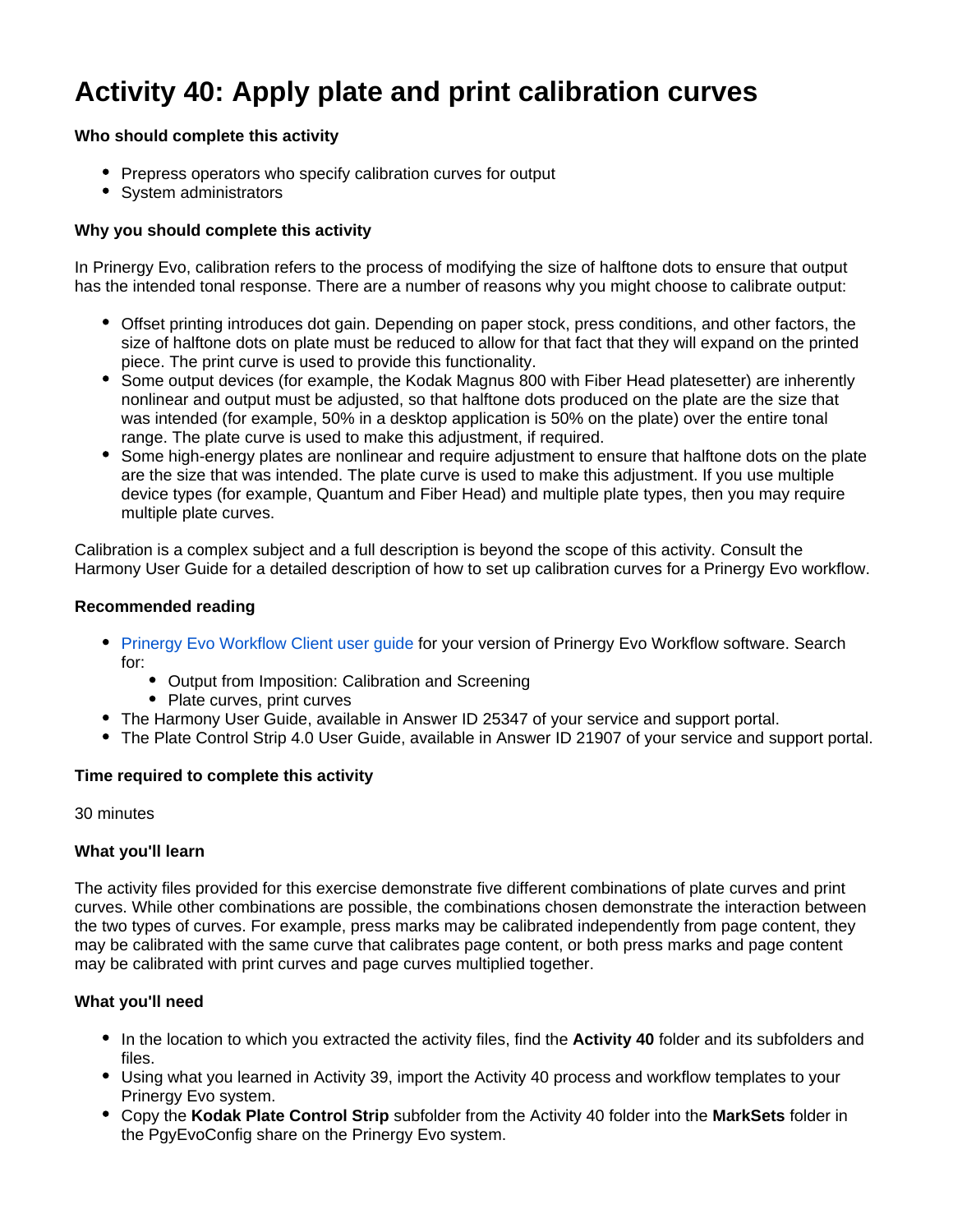# Activity 40: Apply plate and print calibration curves

**Who should complete this activity**

- Prepress operators who specify calibration curves for output
- System administrators

**Why you should complete this activity**

In Prinergy Evo, calibration refers to the process of modifying the size of halftone dots to ensure that output has the intended tonal response. There are a number of reasons why you might choose to calibrate output:

- Offset printing introduces dot gain. Depending on paper stock, press conditions, and other factors, the size of halftone dots on plate must be reduced to allow for that fact that they will expand on the printed piece. The print curve is used to provide this functionality.
- Some output devices (for example, the Kodak Magnus 800 with Fiber Head platesetter) are inherently nonlinear and output must be adjusted, so that halftone dots produced on the plate are the size that was intended (for example, 50% in a desktop application is 50% on the plate) over the entire tonal range. The plate curve is used to make this adjustment, if required.
- Some high-energy plates are nonlinear and require adjustment to ensure that halftone dots on the plate are the size that was intended. The plate curve is used to make this adjustment. If you use multiple device types (for example, Quantum and Fiber Head) and multiple plate types, then you may require multiple plate curves.

Calibration is a complex subject and a full description is beyond the scope of this activity. Consult the Harmony User Guide for a detailed description of how to set up calibration curves for a Prinergy Evo workflow.

**Recommended reading**

- Prinergy Evo Workflow Client user guide for your version of Prinergy Evo Workflow software. Search for:
  - Output from Imposition: Calibration and Screening
  - Plate curves, print curves
- The Harmony User Guide, available in Answer ID 25347 of your service and support portal.
- The Plate Control Strip 4.0 User Guide, available in Answer ID 21907 of your service and support portal.

**Time required to complete this activity**

30 minutes

**What you'll learn**

The activity files provided for this exercise demonstrate five different combinations of plate curves and print curves. While other combinations are possible, the combinations chosen demonstrate the interaction between the two types of curves. For example, press marks may be calibrated independently from page content, they may be calibrated with the same curve that calibrates page content, or both press marks and page content may be calibrated with print curves and page curves multiplied together.

**What you'll need**

- In the location to which you extracted the activity files, find the **Activity 40** folder and its subfolders and files.
- Using what you learned in Activity 39, import the Activity 40 process and workflow templates to your Prinergy Evo system.
- Copy the **Kodak Plate Control Strip** subfolder from the Activity 40 folder into the **MarkSets** folder in the PgyEvoConfig share on the Prinergy Evo system.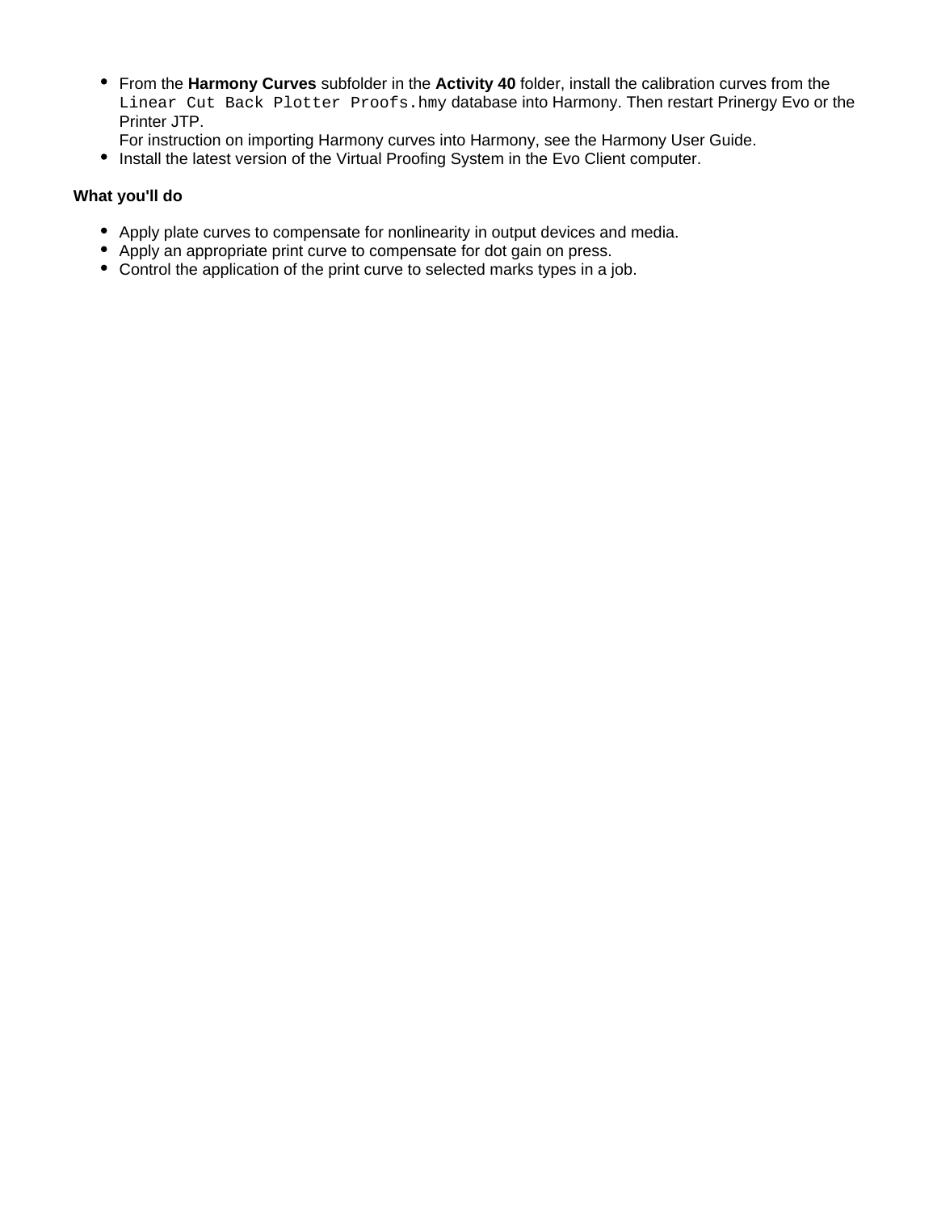- From the **Harmony Curves** subfolder in the **Activity 40** folder, install the calibration curves from the `Linear Cut Back Plotter Proofs.hmy` database into Harmony. Then restart Prinergy Evo or the Printer JTP.
  For instruction on importing Harmony curves into Harmony, see the Harmony User Guide.
- Install the latest version of the Virtual Proofing System in the Evo Client computer.

**What you'll do**

- Apply plate curves to compensate for nonlinearity in output devices and media.
- Apply an appropriate print curve to compensate for dot gain on press.
- Control the application of the print curve to selected marks types in a job.